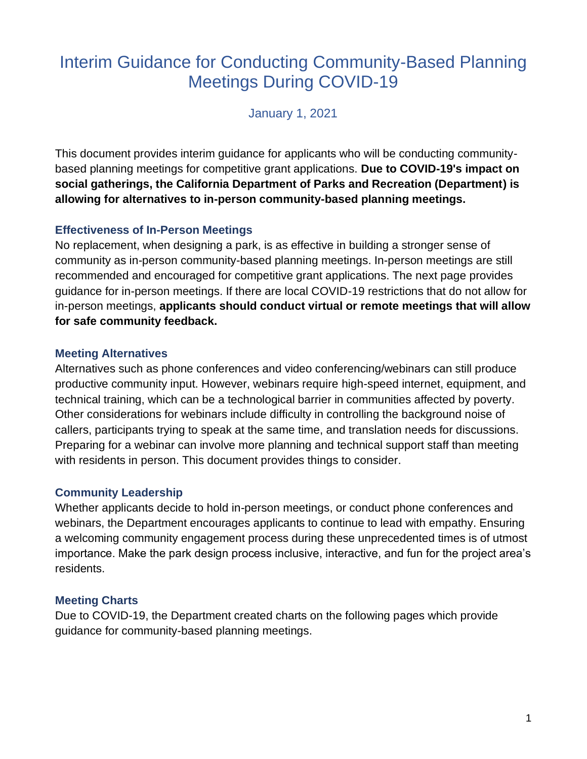# Interim Guidance for Conducting Community-Based Planning Meetings During COVID-19

January 1, 2021

This document provides interim guidance for applicants who will be conducting community-based planning meetings for competitive grant applications. **Due to COVID-19's impact on social gatherings, the California Department of Parks and Recreation (Department) is allowing for alternatives to in-person community-based planning meetings.**

### Effectiveness of In-Person Meetings

No replacement, when designing a park, is as effective in building a stronger sense of community as in-person community-based planning meetings. In-person meetings are still recommended and encouraged for competitive grant applications. The next page provides guidance for in-person meetings. If there are local COVID-19 restrictions that do not allow for in-person meetings, **applicants should conduct virtual or remote meetings that will allow for safe community feedback.**

### Meeting Alternatives

Alternatives such as phone conferences and video conferencing/webinars can still produce productive community input. However, webinars require high-speed internet, equipment, and technical training, which can be a technological barrier in communities affected by poverty. Other considerations for webinars include difficulty in controlling the background noise of callers, participants trying to speak at the same time, and translation needs for discussions. Preparing for a webinar can involve more planning and technical support staff than meeting with residents in person. This document provides things to consider.

### Community Leadership

Whether applicants decide to hold in-person meetings, or conduct phone conferences and webinars, the Department encourages applicants to continue to lead with empathy. Ensuring a welcoming community engagement process during these unprecedented times is of utmost importance. Make the park design process inclusive, interactive, and fun for the project area's residents.

### Meeting Charts

Due to COVID-19, the Department created charts on the following pages which provide guidance for community-based planning meetings.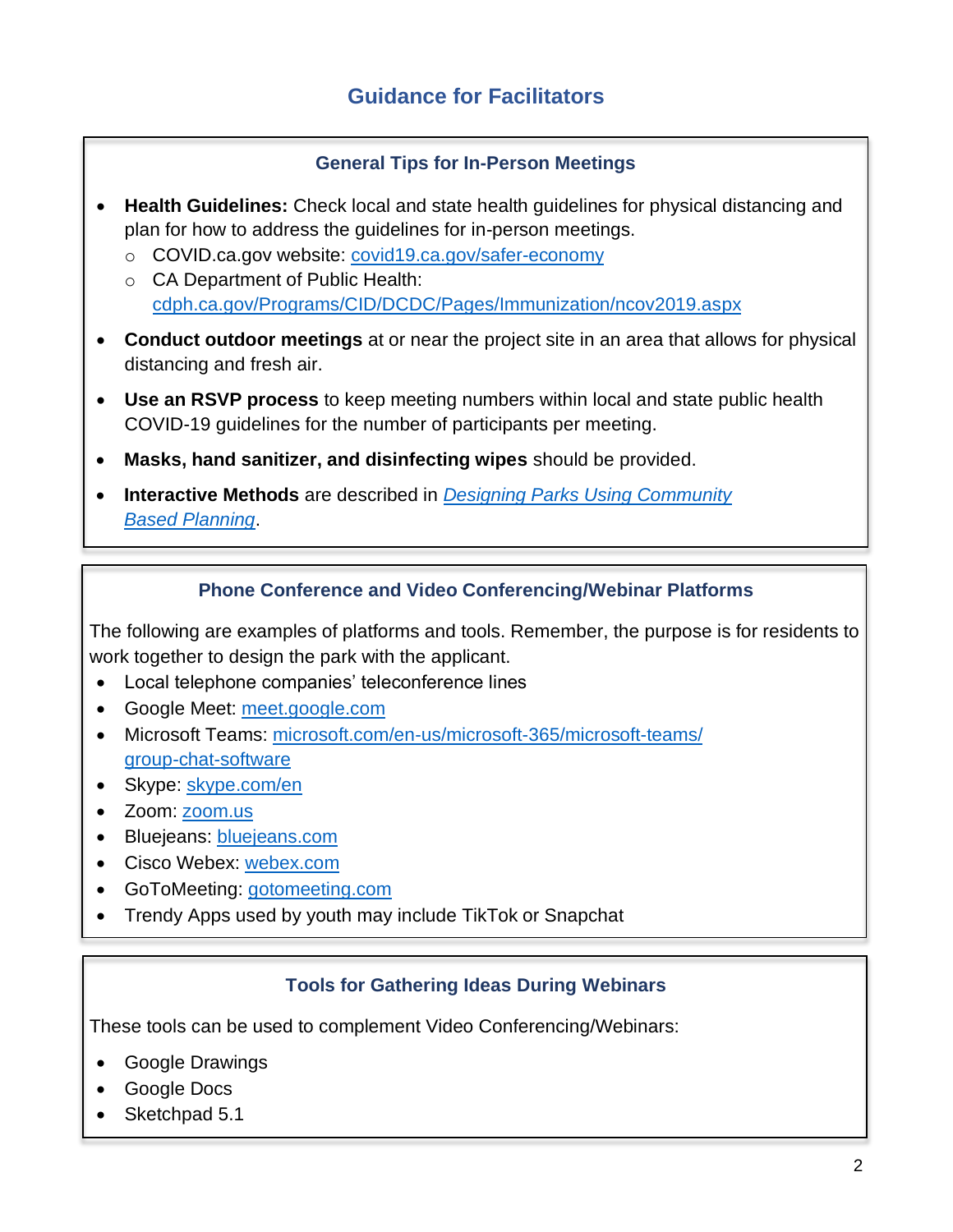# Guidance for Facilitators

### General Tips for In-Person Meetings

- **Health Guidelines:** Check local and state health guidelines for physical distancing and plan for how to address the guidelines for in-person meetings.
  - COVID.ca.gov website: covid19.ca.gov/safer-economy
  - CA Department of Public Health: cdph.ca.gov/Programs/CID/DCDC/Pages/Immunization/ncov2019.aspx
- **Conduct outdoor meetings** at or near the project site in an area that allows for physical distancing and fresh air.
- **Use an RSVP process** to keep meeting numbers within local and state public health COVID-19 guidelines for the number of participants per meeting.
- **Masks, hand sanitizer, and disinfecting wipes** should be provided.
- **Interactive Methods** are described in *Designing Parks Using Community Based Planning*.

### Phone Conference and Video Conferencing/Webinar Platforms

The following are examples of platforms and tools. Remember, the purpose is for residents to work together to design the park with the applicant.

- Local telephone companies' teleconference lines
- Google Meet: meet.google.com
- Microsoft Teams: microsoft.com/en-us/microsoft-365/microsoft-teams/group-chat-software
- Skype: skype.com/en
- Zoom: zoom.us
- Bluejeans: bluejeans.com
- Cisco Webex: webex.com
- GoToMeeting: gotomeeting.com
- Trendy Apps used by youth may include TikTok or Snapchat

### Tools for Gathering Ideas During Webinars

These tools can be used to complement Video Conferencing/Webinars:

- Google Drawings
- Google Docs
- Sketchpad 5.1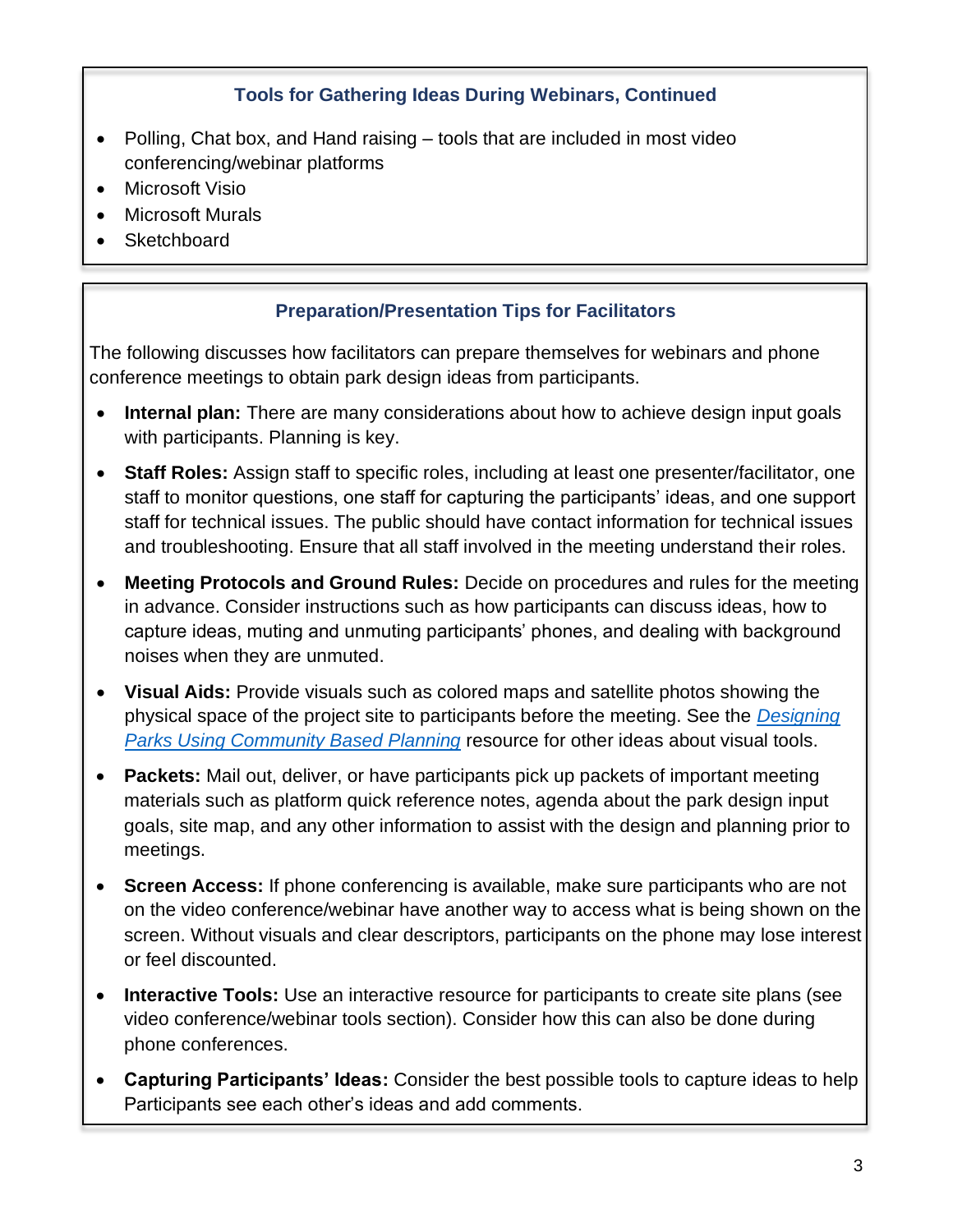### Tools for Gathering Ideas During Webinars, Continued

- Polling, Chat box, and Hand raising – tools that are included in most video conferencing/webinar platforms
- Microsoft Visio
- Microsoft Murals
- Sketchboard

### Preparation/Presentation Tips for Facilitators

The following discusses how facilitators can prepare themselves for webinars and phone conference meetings to obtain park design ideas from participants.

- **Internal plan:** There are many considerations about how to achieve design input goals with participants. Planning is key.
- **Staff Roles:** Assign staff to specific roles, including at least one presenter/facilitator, one staff to monitor questions, one staff for capturing the participants' ideas, and one support staff for technical issues. The public should have contact information for technical issues and troubleshooting. Ensure that all staff involved in the meeting understand their roles.
- **Meeting Protocols and Ground Rules:** Decide on procedures and rules for the meeting in advance. Consider instructions such as how participants can discuss ideas, how to capture ideas, muting and unmuting participants' phones, and dealing with background noises when they are unmuted.
- **Visual Aids:** Provide visuals such as colored maps and satellite photos showing the physical space of the project site to participants before the meeting. See the *Designing Parks Using Community Based Planning* resource for other ideas about visual tools.
- **Packets:** Mail out, deliver, or have participants pick up packets of important meeting materials such as platform quick reference notes, agenda about the park design input goals, site map, and any other information to assist with the design and planning prior to meetings.
- **Screen Access:** If phone conferencing is available, make sure participants who are not on the video conference/webinar have another way to access what is being shown on the screen. Without visuals and clear descriptors, participants on the phone may lose interest or feel discounted.
- **Interactive Tools:** Use an interactive resource for participants to create site plans (see video conference/webinar tools section). Consider how this can also be done during phone conferences.
- **Capturing Participants' Ideas:** Consider the best possible tools to capture ideas to help Participants see each other's ideas and add comments.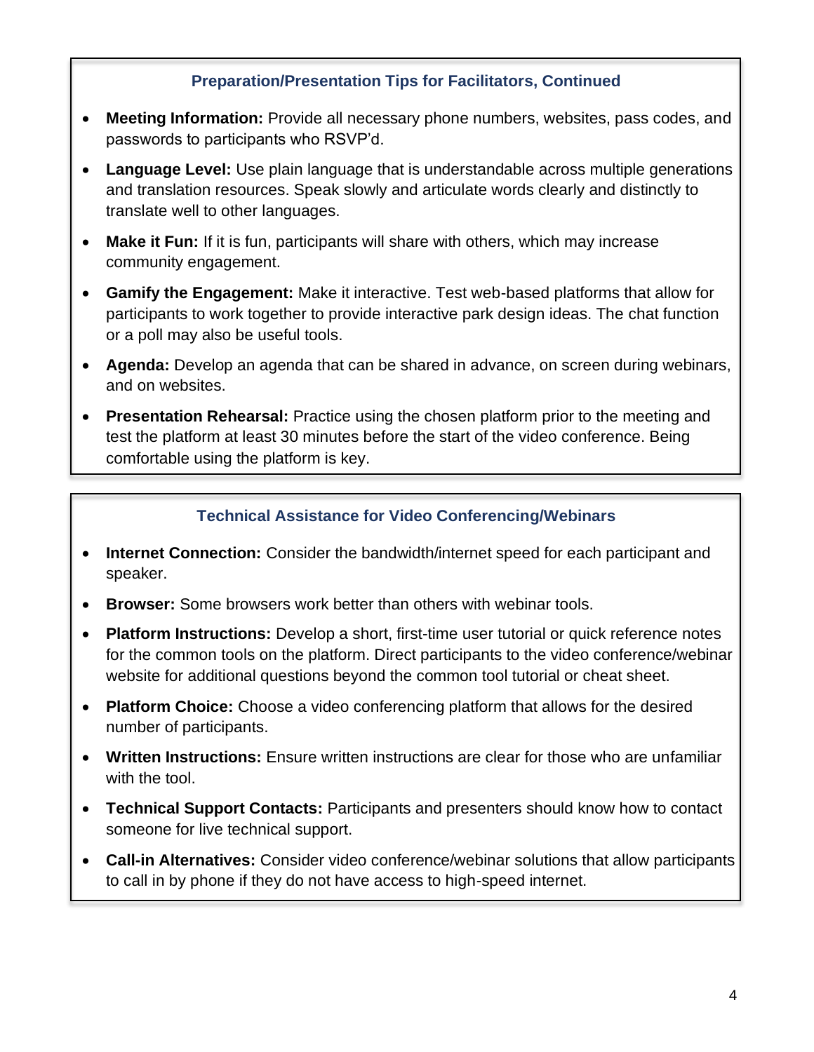### Preparation/Presentation Tips for Facilitators, Continued

- **Meeting Information:** Provide all necessary phone numbers, websites, pass codes, and passwords to participants who RSVP'd.
- **Language Level:** Use plain language that is understandable across multiple generations and translation resources. Speak slowly and articulate words clearly and distinctly to translate well to other languages.
- **Make it Fun:** If it is fun, participants will share with others, which may increase community engagement.
- **Gamify the Engagement:** Make it interactive. Test web-based platforms that allow for participants to work together to provide interactive park design ideas. The chat function or a poll may also be useful tools.
- **Agenda:** Develop an agenda that can be shared in advance, on screen during webinars, and on websites.
- **Presentation Rehearsal:** Practice using the chosen platform prior to the meeting and test the platform at least 30 minutes before the start of the video conference. Being comfortable using the platform is key.

### Technical Assistance for Video Conferencing/Webinars

- **Internet Connection:** Consider the bandwidth/internet speed for each participant and speaker.
- **Browser:** Some browsers work better than others with webinar tools.
- **Platform Instructions:** Develop a short, first-time user tutorial or quick reference notes for the common tools on the platform. Direct participants to the video conference/webinar website for additional questions beyond the common tool tutorial or cheat sheet.
- **Platform Choice:** Choose a video conferencing platform that allows for the desired number of participants.
- **Written Instructions:** Ensure written instructions are clear for those who are unfamiliar with the tool.
- **Technical Support Contacts:** Participants and presenters should know how to contact someone for live technical support.
- **Call-in Alternatives:** Consider video conference/webinar solutions that allow participants to call in by phone if they do not have access to high-speed internet.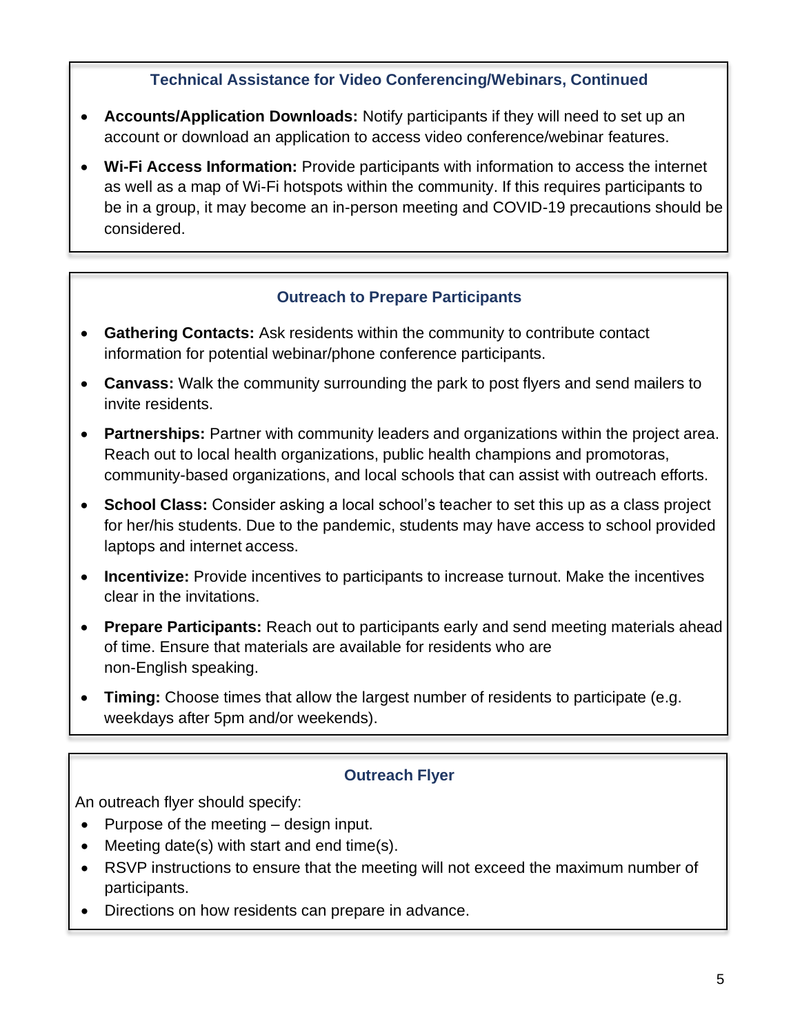### Technical Assistance for Video Conferencing/Webinars, Continued

- **Accounts/Application Downloads:** Notify participants if they will need to set up an account or download an application to access video conference/webinar features.
- **Wi-Fi Access Information:** Provide participants with information to access the internet as well as a map of Wi-Fi hotspots within the community. If this requires participants to be in a group, it may become an in-person meeting and COVID-19 precautions should be considered.

### Outreach to Prepare Participants

- **Gathering Contacts:** Ask residents within the community to contribute contact information for potential webinar/phone conference participants.
- **Canvass:** Walk the community surrounding the park to post flyers and send mailers to invite residents.
- **Partnerships:** Partner with community leaders and organizations within the project area. Reach out to local health organizations, public health champions and promotoras, community-based organizations, and local schools that can assist with outreach efforts.
- **School Class:** Consider asking a local school's teacher to set this up as a class project for her/his students. Due to the pandemic, students may have access to school provided laptops and internet access.
- **Incentivize:** Provide incentives to participants to increase turnout. Make the incentives clear in the invitations.
- **Prepare Participants:** Reach out to participants early and send meeting materials ahead of time. Ensure that materials are available for residents who are non-English speaking.
- **Timing:** Choose times that allow the largest number of residents to participate (e.g. weekdays after 5pm and/or weekends).

### Outreach Flyer

An outreach flyer should specify:

- Purpose of the meeting – design input.
- Meeting date(s) with start and end time(s).
- RSVP instructions to ensure that the meeting will not exceed the maximum number of participants.
- Directions on how residents can prepare in advance.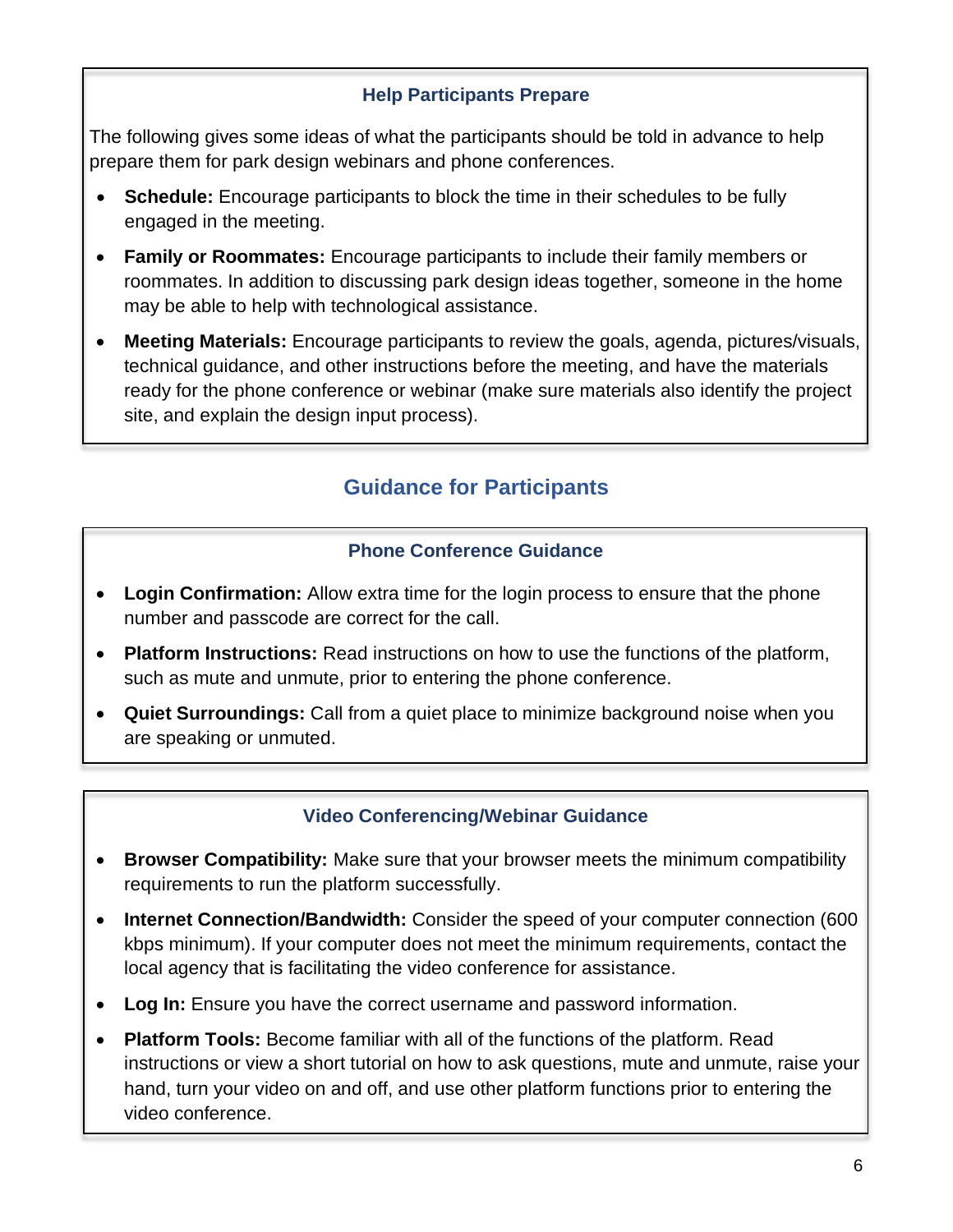### Help Participants Prepare

The following gives some ideas of what the participants should be told in advance to help prepare them for park design webinars and phone conferences.

- **Schedule:** Encourage participants to block the time in their schedules to be fully engaged in the meeting.
- **Family or Roommates:** Encourage participants to include their family members or roommates. In addition to discussing park design ideas together, someone in the home may be able to help with technological assistance.
- **Meeting Materials:** Encourage participants to review the goals, agenda, pictures/visuals, technical guidance, and other instructions before the meeting, and have the materials ready for the phone conference or webinar (make sure materials also identify the project site, and explain the design input process).

## Guidance for Participants

### Phone Conference Guidance

- **Login Confirmation:** Allow extra time for the login process to ensure that the phone number and passcode are correct for the call.
- **Platform Instructions:** Read instructions on how to use the functions of the platform, such as mute and unmute, prior to entering the phone conference.
- **Quiet Surroundings:** Call from a quiet place to minimize background noise when you are speaking or unmuted.

### Video Conferencing/Webinar Guidance

- **Browser Compatibility:** Make sure that your browser meets the minimum compatibility requirements to run the platform successfully.
- **Internet Connection/Bandwidth:** Consider the speed of your computer connection (600 kbps minimum). If your computer does not meet the minimum requirements, contact the local agency that is facilitating the video conference for assistance.
- **Log In:** Ensure you have the correct username and password information.
- **Platform Tools:** Become familiar with all of the functions of the platform. Read instructions or view a short tutorial on how to ask questions, mute and unmute, raise your hand, turn your video on and off, and use other platform functions prior to entering the video conference.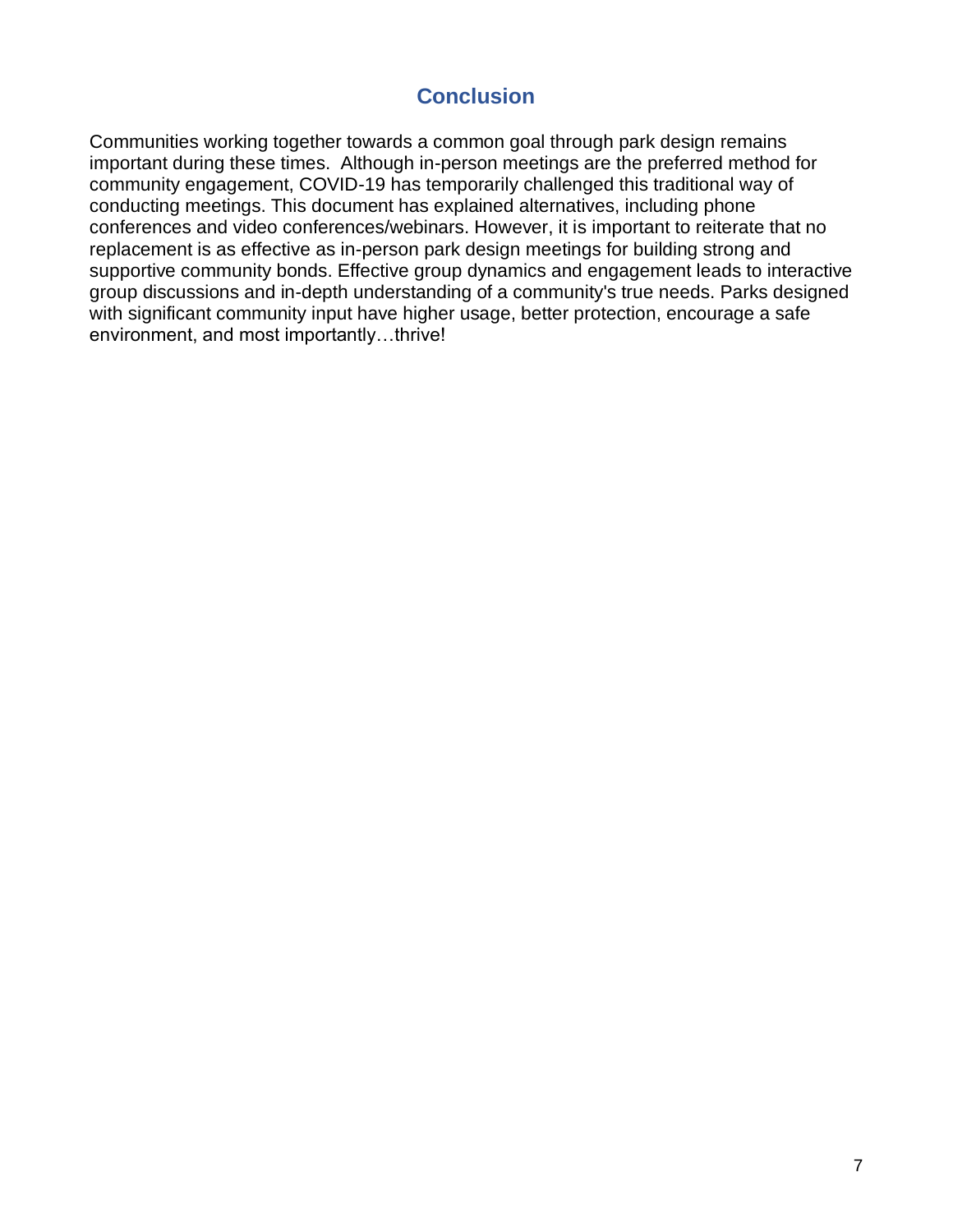## Conclusion

Communities working together towards a common goal through park design remains important during these times.  Although in-person meetings are the preferred method for community engagement, COVID-19 has temporarily challenged this traditional way of conducting meetings. This document has explained alternatives, including phone conferences and video conferences/webinars. However, it is important to reiterate that no replacement is as effective as in-person park design meetings for building strong and supportive community bonds. Effective group dynamics and engagement leads to interactive group discussions and in-depth understanding of a community's true needs. Parks designed with significant community input have higher usage, better protection, encourage a safe environment, and most importantly…thrive!